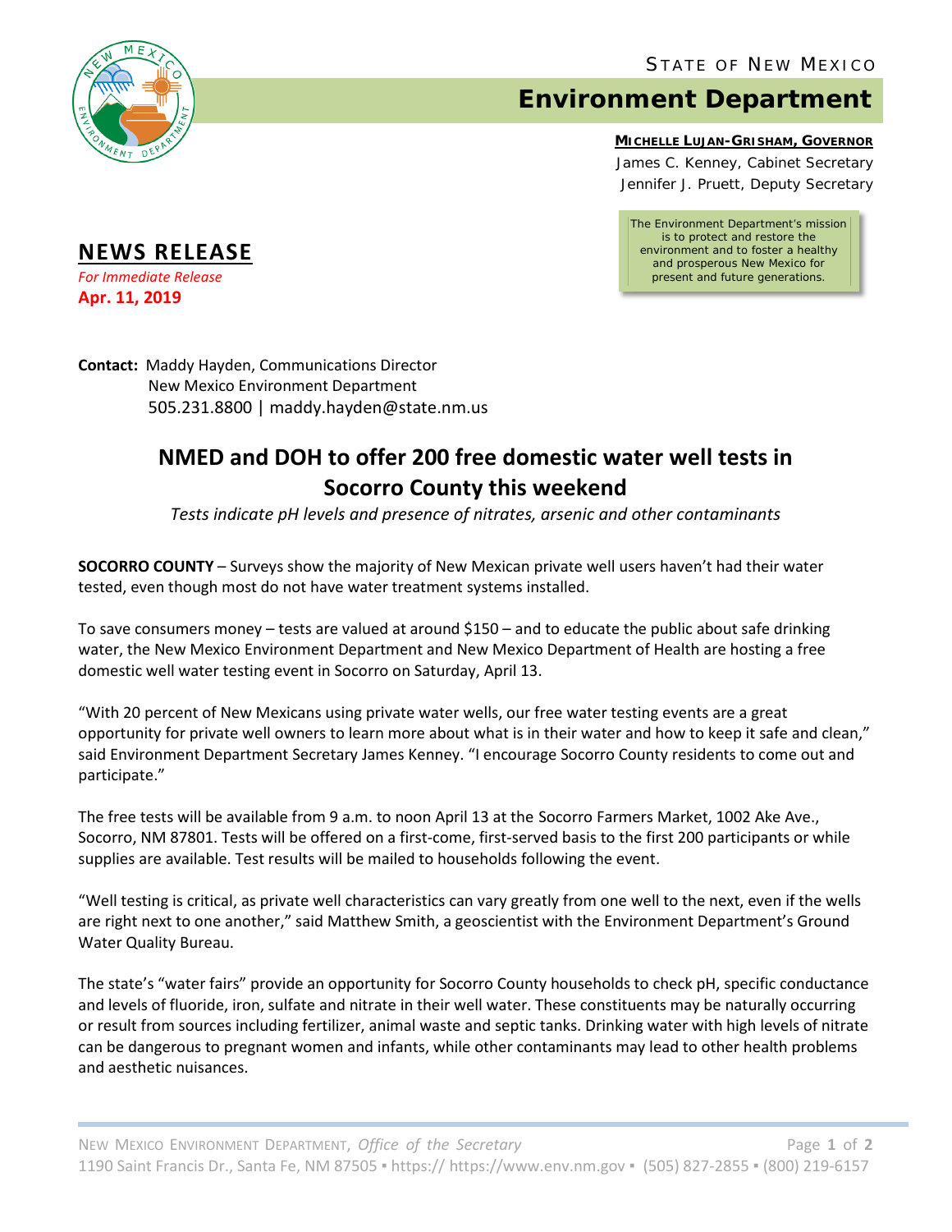STATE OF NEW MEXICO

# Environment Department

**MICHELLE LUJAN-GRISHAM, GOVERNOR**

James C. Kenney, Cabinet Secretary

Jennifer J. Pruett, Deputy Secretary

The Environment Department's mission is to protect and restore the environment and to foster a healthy and prosperous New Mexico for present and future generations.

## NEWS RELEASE

*For Immediate Release*

**Apr. 11, 2019**

**Contact:** Maddy Hayden, Communications Director
New Mexico Environment Department
505.231.8800 | maddy.hayden@state.nm.us

# NMED and DOH to offer 200 free domestic water well tests in Socorro County this weekend

*Tests indicate pH levels and presence of nitrates, arsenic and other contaminants*

**SOCORRO COUNTY** – Surveys show the majority of New Mexican private well users haven't had their water tested, even though most do not have water treatment systems installed.

To save consumers money – tests are valued at around $150 – and to educate the public about safe drinking water, the New Mexico Environment Department and New Mexico Department of Health are hosting a free domestic well water testing event in Socorro on Saturday, April 13.

"With 20 percent of New Mexicans using private water wells, our free water testing events are a great opportunity for private well owners to learn more about what is in their water and how to keep it safe and clean," said Environment Department Secretary James Kenney. "I encourage Socorro County residents to come out and participate."

The free tests will be available from 9 a.m. to noon April 13 at the Socorro Farmers Market, 1002 Ake Ave., Socorro, NM 87801. Tests will be offered on a first-come, first-served basis to the first 200 participants or while supplies are available. Test results will be mailed to households following the event.

"Well testing is critical, as private well characteristics can vary greatly from one well to the next, even if the wells are right next to one another," said Matthew Smith, a geoscientist with the Environment Department's Ground Water Quality Bureau.

The state's "water fairs" provide an opportunity for Socorro County households to check pH, specific conductance and levels of fluoride, iron, sulfate and nitrate in their well water. These constituents may be naturally occurring or result from sources including fertilizer, animal waste and septic tanks. Drinking water with high levels of nitrate can be dangerous to pregnant women and infants, while other contaminants may lead to other health problems and aesthetic nuisances.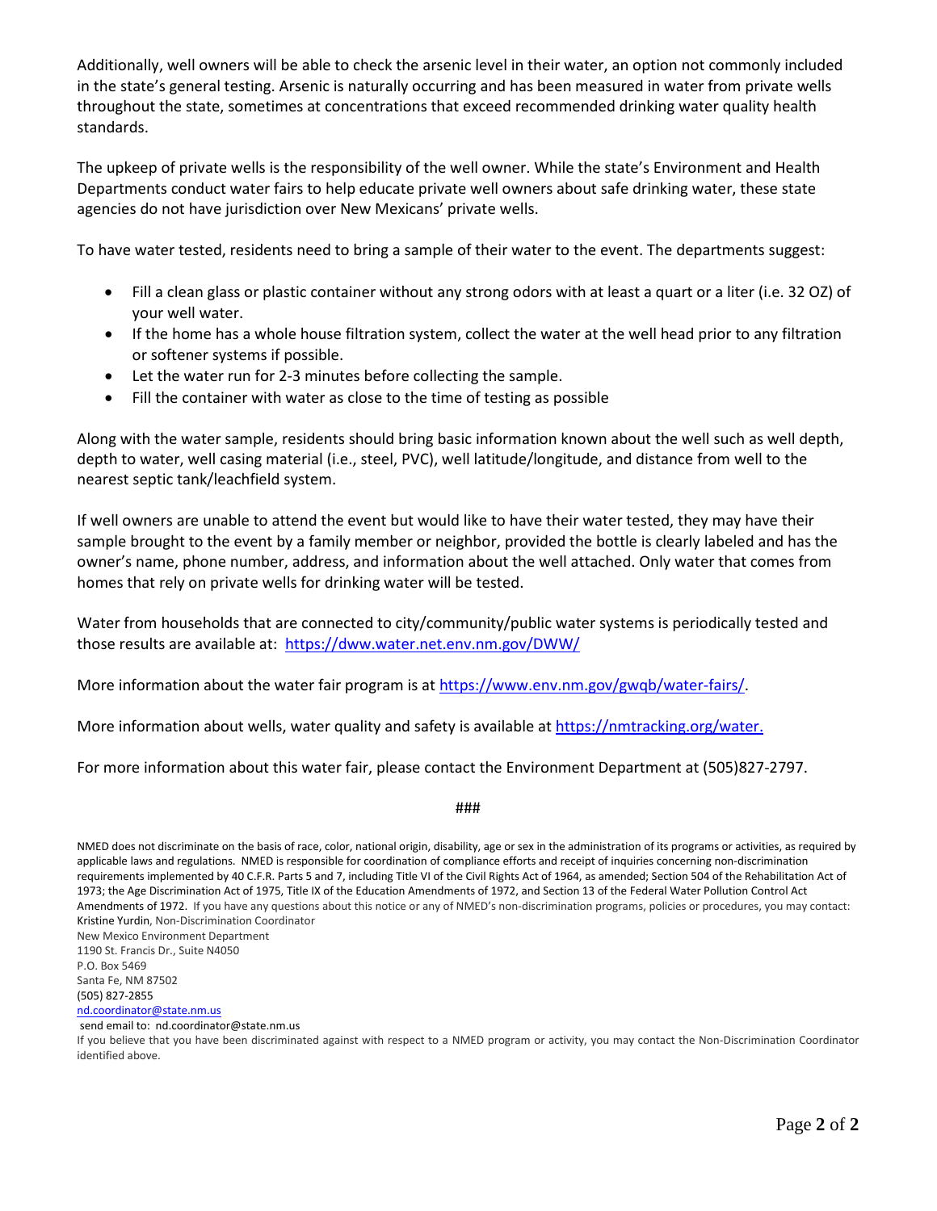Additionally, well owners will be able to check the arsenic level in their water, an option not commonly included in the state's general testing. Arsenic is naturally occurring and has been measured in water from private wells throughout the state, sometimes at concentrations that exceed recommended drinking water quality health standards.

The upkeep of private wells is the responsibility of the well owner. While the state's Environment and Health Departments conduct water fairs to help educate private well owners about safe drinking water, these state agencies do not have jurisdiction over New Mexicans' private wells.

To have water tested, residents need to bring a sample of their water to the event. The departments suggest:

- Fill a clean glass or plastic container without any strong odors with at least a quart or a liter (i.e. 32 OZ) of your well water.
- If the home has a whole house filtration system, collect the water at the well head prior to any filtration or softener systems if possible.
- Let the water run for 2-3 minutes before collecting the sample.
- Fill the container with water as close to the time of testing as possible

Along with the water sample, residents should bring basic information known about the well such as well depth, depth to water, well casing material (i.e., steel, PVC), well latitude/longitude, and distance from well to the nearest septic tank/leachfield system.

If well owners are unable to attend the event but would like to have their water tested, they may have their sample brought to the event by a family member or neighbor, provided the bottle is clearly labeled and has the owner's name, phone number, address, and information about the well attached. Only water that comes from homes that rely on private wells for drinking water will be tested.

Water from households that are connected to city/community/public water systems is periodically tested and those results are available at: https://dww.water.net.env.nm.gov/DWW/

More information about the water fair program is at https://www.env.nm.gov/gwqb/water-fairs/.

More information about wells, water quality and safety is available at https://nmtracking.org/water.

For more information about this water fair, please contact the Environment Department at (505)827-2797.

###

NMED does not discriminate on the basis of race, color, national origin, disability, age or sex in the administration of its programs or activities, as required by applicable laws and regulations. NMED is responsible for coordination of compliance efforts and receipt of inquiries concerning non-discrimination requirements implemented by 40 C.F.R. Parts 5 and 7, including Title VI of the Civil Rights Act of 1964, as amended; Section 504 of the Rehabilitation Act of 1973; the Age Discrimination Act of 1975, Title IX of the Education Amendments of 1972, and Section 13 of the Federal Water Pollution Control Act Amendments of 1972. If you have any questions about this notice or any of NMED's non-discrimination programs, policies or procedures, you may contact:
Kristine Yurdin, Non-Discrimination Coordinator
New Mexico Environment Department
1190 St. Francis Dr., Suite N4050
P.O. Box 5469
Santa Fe, NM 87502
(505) 827-2855
nd.coordinator@state.nm.us
send email to: nd.coordinator@state.nm.us
If you believe that you have been discriminated against with respect to a NMED program or activity, you may contact the Non-Discrimination Coordinator identified above.